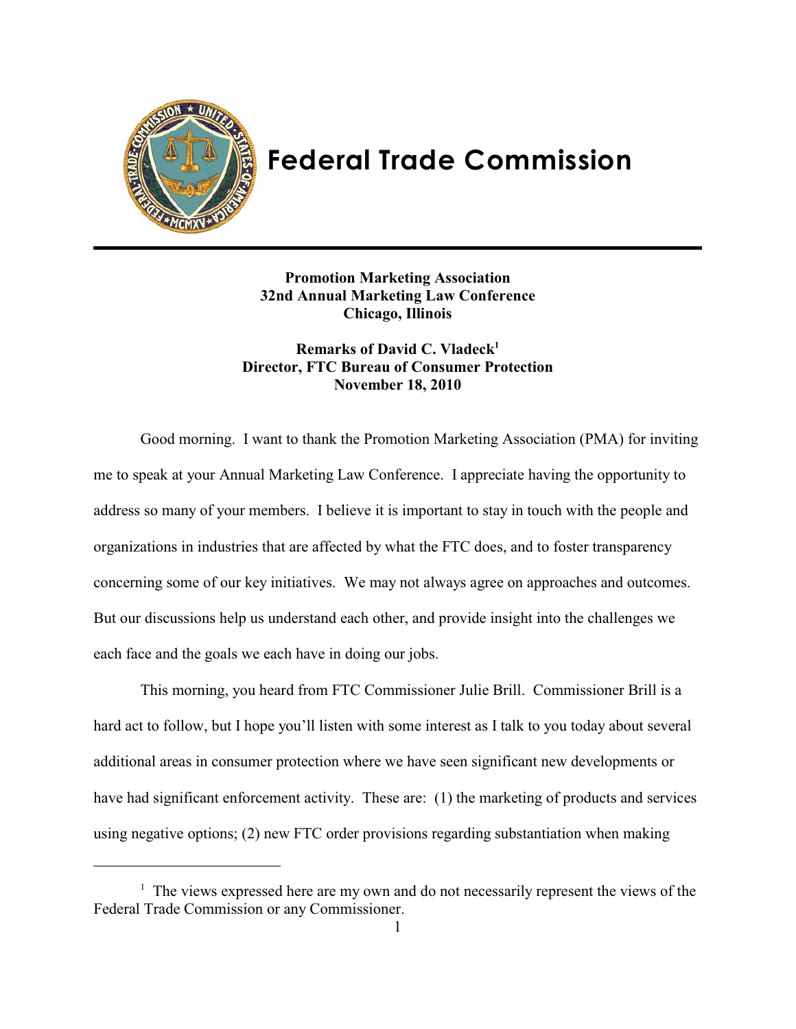# Federal Trade Commission

**Promotion Marketing Association**
**32nd Annual Marketing Law Conference**
**Chicago, Illinois**

**Remarks of David C. Vladeck[1]**
**Director, FTC Bureau of Consumer Protection**
**November 18, 2010**

Good morning. I want to thank the Promotion Marketing Association (PMA) for inviting me to speak at your Annual Marketing Law Conference. I appreciate having the opportunity to address so many of your members. I believe it is important to stay in touch with the people and organizations in industries that are affected by what the FTC does, and to foster transparency concerning some of our key initiatives. We may not always agree on approaches and outcomes. But our discussions help us understand each other, and provide insight into the challenges we each face and the goals we each have in doing our jobs.

This morning, you heard from FTC Commissioner Julie Brill. Commissioner Brill is a hard act to follow, but I hope you'll listen with some interest as I talk to you today about several additional areas in consumer protection where we have seen significant new developments or have had significant enforcement activity. These are: (1) the marketing of products and services using negative options; (2) new FTC order provisions regarding substantiation when making

---

[1] The views expressed here are my own and do not necessarily represent the views of the Federal Trade Commission or any Commissioner.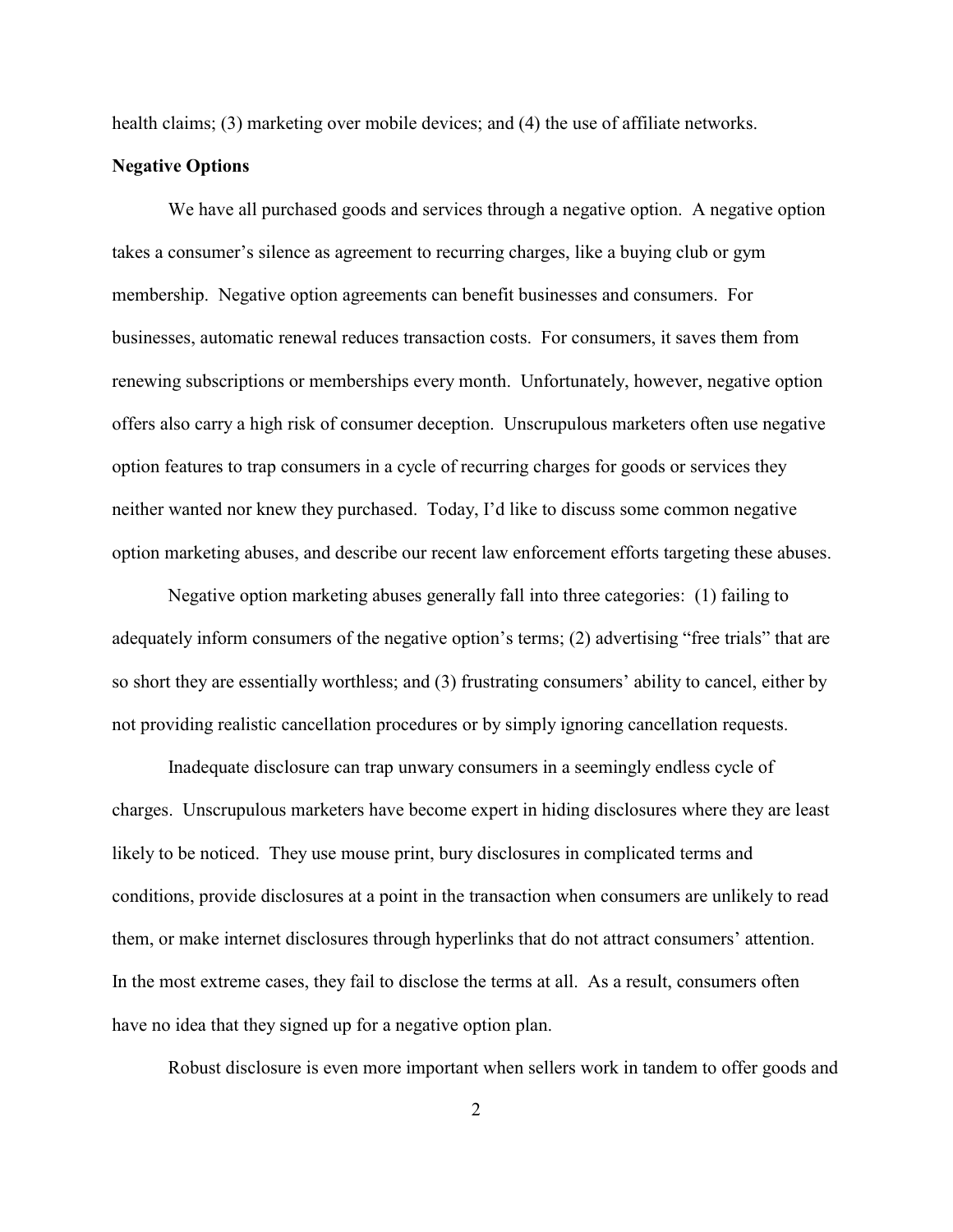health claims; (3) marketing over mobile devices; and (4) the use of affiliate networks.

**Negative Options**

We have all purchased goods and services through a negative option. A negative option takes a consumer's silence as agreement to recurring charges, like a buying club or gym membership. Negative option agreements can benefit businesses and consumers. For businesses, automatic renewal reduces transaction costs. For consumers, it saves them from renewing subscriptions or memberships every month. Unfortunately, however, negative option offers also carry a high risk of consumer deception. Unscrupulous marketers often use negative option features to trap consumers in a cycle of recurring charges for goods or services they neither wanted nor knew they purchased. Today, I'd like to discuss some common negative option marketing abuses, and describe our recent law enforcement efforts targeting these abuses.

Negative option marketing abuses generally fall into three categories: (1) failing to adequately inform consumers of the negative option's terms; (2) advertising "free trials" that are so short they are essentially worthless; and (3) frustrating consumers' ability to cancel, either by not providing realistic cancellation procedures or by simply ignoring cancellation requests.

Inadequate disclosure can trap unwary consumers in a seemingly endless cycle of charges. Unscrupulous marketers have become expert in hiding disclosures where they are least likely to be noticed. They use mouse print, bury disclosures in complicated terms and conditions, provide disclosures at a point in the transaction when consumers are unlikely to read them, or make internet disclosures through hyperlinks that do not attract consumers' attention. In the most extreme cases, they fail to disclose the terms at all. As a result, consumers often have no idea that they signed up for a negative option plan.

Robust disclosure is even more important when sellers work in tandem to offer goods and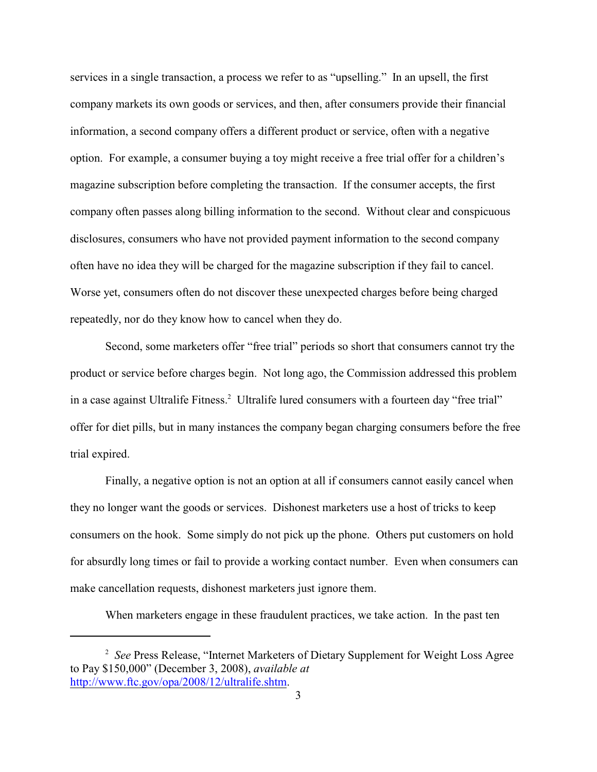services in a single transaction, a process we refer to as "upselling." In an upsell, the first company markets its own goods or services, and then, after consumers provide their financial information, a second company offers a different product or service, often with a negative option. For example, a consumer buying a toy might receive a free trial offer for a children's magazine subscription before completing the transaction. If the consumer accepts, the first company often passes along billing information to the second. Without clear and conspicuous disclosures, consumers who have not provided payment information to the second company often have no idea they will be charged for the magazine subscription if they fail to cancel. Worse yet, consumers often do not discover these unexpected charges before being charged repeatedly, nor do they know how to cancel when they do.

Second, some marketers offer "free trial" periods so short that consumers cannot try the product or service before charges begin. Not long ago, the Commission addressed this problem in a case against Ultralife Fitness.[2] Ultralife lured consumers with a fourteen day "free trial" offer for diet pills, but in many instances the company began charging consumers before the free trial expired.

Finally, a negative option is not an option at all if consumers cannot easily cancel when they no longer want the goods or services. Dishonest marketers use a host of tricks to keep consumers on the hook. Some simply do not pick up the phone. Others put customers on hold for absurdly long times or fail to provide a working contact number. Even when consumers can make cancellation requests, dishonest marketers just ignore them.

When marketers engage in these fraudulent practices, we take action. In the past ten

---

[2] *See* Press Release, "Internet Marketers of Dietary Supplement for Weight Loss Agree to Pay $150,000" (December 3, 2008), *available at* http://www.ftc.gov/opa/2008/12/ultralife.shtm.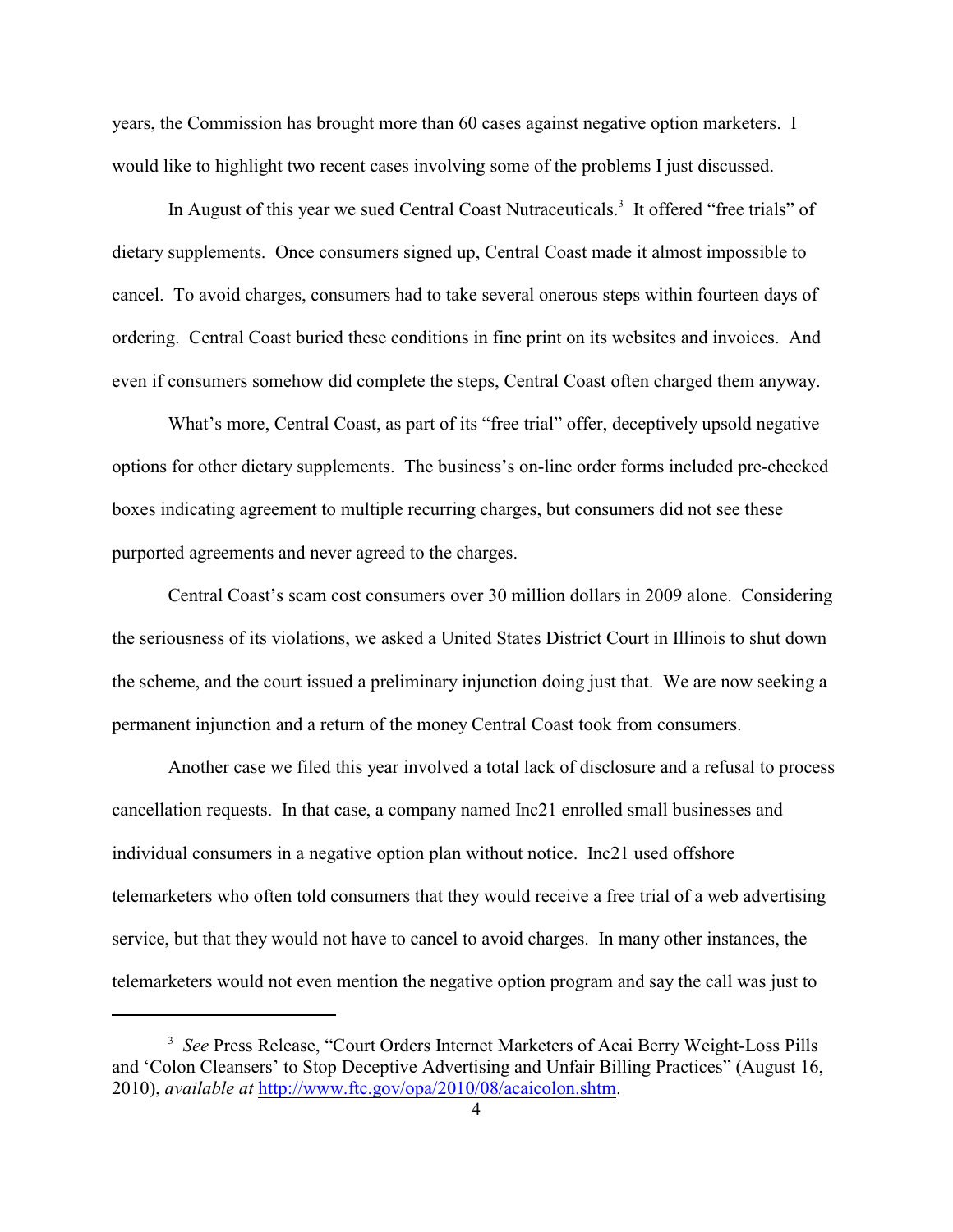years, the Commission has brought more than 60 cases against negative option marketers. I would like to highlight two recent cases involving some of the problems I just discussed.

In August of this year we sued Central Coast Nutraceuticals.[3] It offered "free trials" of dietary supplements. Once consumers signed up, Central Coast made it almost impossible to cancel. To avoid charges, consumers had to take several onerous steps within fourteen days of ordering. Central Coast buried these conditions in fine print on its websites and invoices. And even if consumers somehow did complete the steps, Central Coast often charged them anyway.

What's more, Central Coast, as part of its "free trial" offer, deceptively upsold negative options for other dietary supplements. The business's on-line order forms included pre-checked boxes indicating agreement to multiple recurring charges, but consumers did not see these purported agreements and never agreed to the charges.

Central Coast's scam cost consumers over 30 million dollars in 2009 alone. Considering the seriousness of its violations, we asked a United States District Court in Illinois to shut down the scheme, and the court issued a preliminary injunction doing just that. We are now seeking a permanent injunction and a return of the money Central Coast took from consumers.

Another case we filed this year involved a total lack of disclosure and a refusal to process cancellation requests. In that case, a company named Inc21 enrolled small businesses and individual consumers in a negative option plan without notice. Inc21 used offshore telemarketers who often told consumers that they would receive a free trial of a web advertising service, but that they would not have to cancel to avoid charges. In many other instances, the telemarketers would not even mention the negative option program and say the call was just to

---

[3] *See* Press Release, "Court Orders Internet Marketers of Acai Berry Weight-Loss Pills and 'Colon Cleansers' to Stop Deceptive Advertising and Unfair Billing Practices" (August 16, 2010), *available at* http://www.ftc.gov/opa/2010/08/acaicolon.shtm.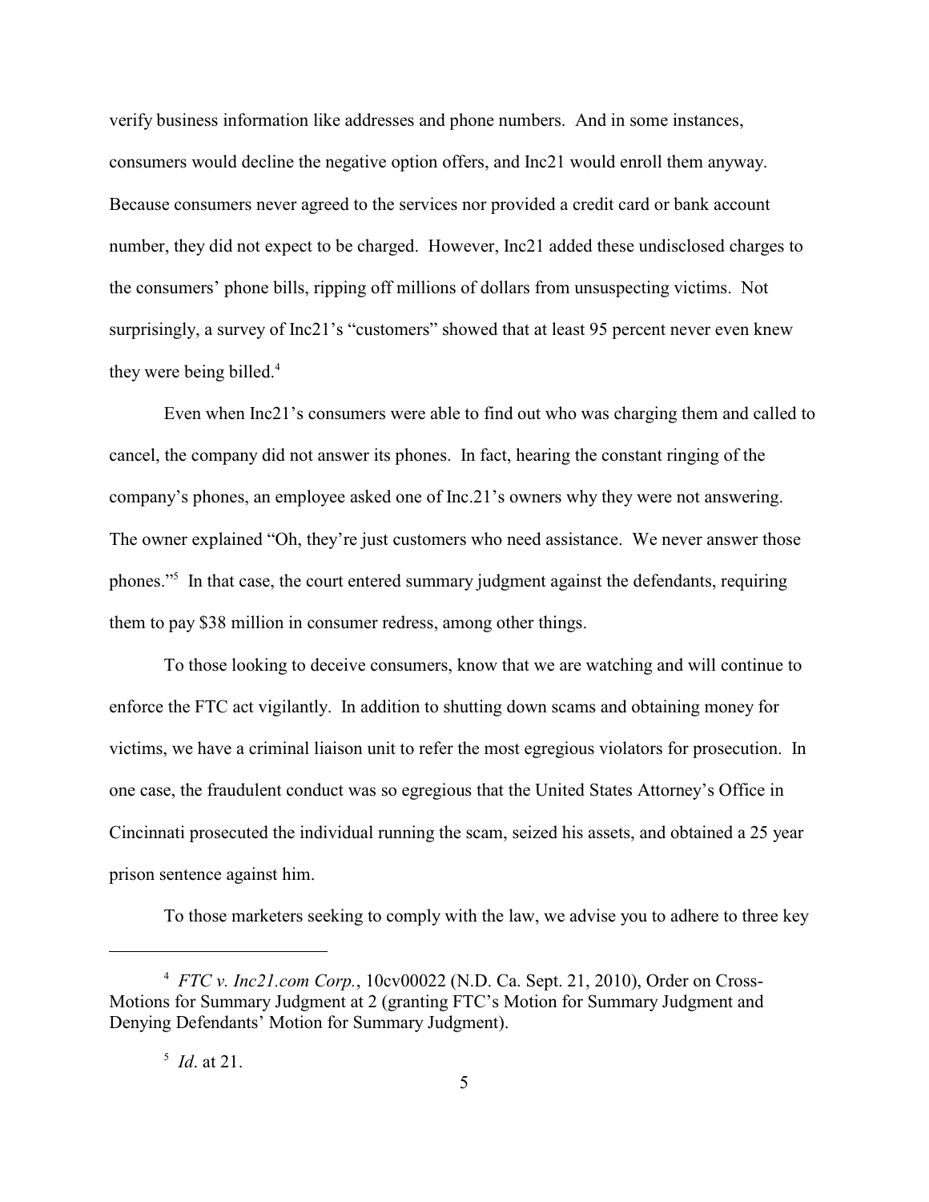verify business information like addresses and phone numbers. And in some instances, consumers would decline the negative option offers, and Inc21 would enroll them anyway. Because consumers never agreed to the services nor provided a credit card or bank account number, they did not expect to be charged. However, Inc21 added these undisclosed charges to the consumers' phone bills, ripping off millions of dollars from unsuspecting victims. Not surprisingly, a survey of Inc21's "customers" showed that at least 95 percent never even knew they were being billed.[4]

Even when Inc21's consumers were able to find out who was charging them and called to cancel, the company did not answer its phones. In fact, hearing the constant ringing of the company's phones, an employee asked one of Inc.21's owners why they were not answering. The owner explained "Oh, they're just customers who need assistance. We never answer those phones."[5] In that case, the court entered summary judgment against the defendants, requiring them to pay $38 million in consumer redress, among other things.

To those looking to deceive consumers, know that we are watching and will continue to enforce the FTC act vigilantly. In addition to shutting down scams and obtaining money for victims, we have a criminal liaison unit to refer the most egregious violators for prosecution. In one case, the fraudulent conduct was so egregious that the United States Attorney's Office in Cincinnati prosecuted the individual running the scam, seized his assets, and obtained a 25 year prison sentence against him.

To those marketers seeking to comply with the law, we advise you to adhere to three key

---

[4] *FTC v. Inc21.com Corp.*, 10cv00022 (N.D. Ca. Sept. 21, 2010), Order on Cross-Motions for Summary Judgment at 2 (granting FTC's Motion for Summary Judgment and Denying Defendants' Motion for Summary Judgment).

[5] *Id*. at 21.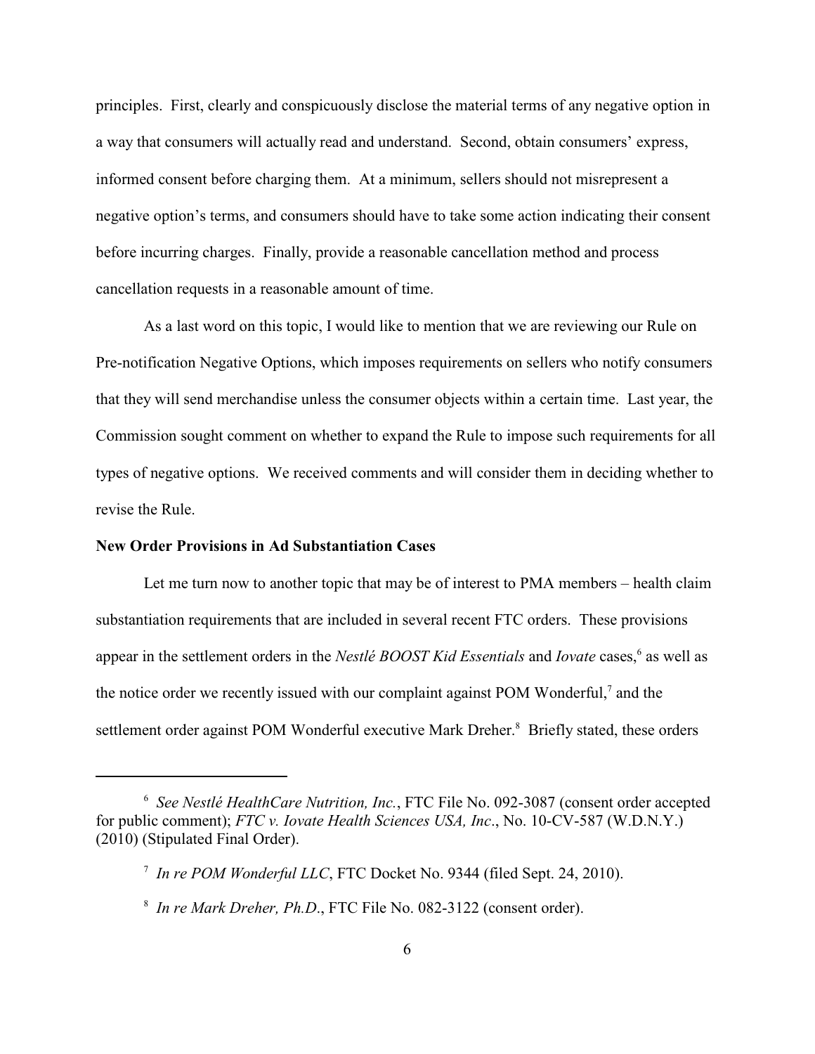principles. First, clearly and conspicuously disclose the material terms of any negative option in a way that consumers will actually read and understand. Second, obtain consumers' express, informed consent before charging them. At a minimum, sellers should not misrepresent a negative option's terms, and consumers should have to take some action indicating their consent before incurring charges. Finally, provide a reasonable cancellation method and process cancellation requests in a reasonable amount of time.

As a last word on this topic, I would like to mention that we are reviewing our Rule on Pre-notification Negative Options, which imposes requirements on sellers who notify consumers that they will send merchandise unless the consumer objects within a certain time. Last year, the Commission sought comment on whether to expand the Rule to impose such requirements for all types of negative options. We received comments and will consider them in deciding whether to revise the Rule.

**New Order Provisions in Ad Substantiation Cases**

Let me turn now to another topic that may be of interest to PMA members – health claim substantiation requirements that are included in several recent FTC orders. These provisions appear in the settlement orders in the *Nestlé BOOST Kid Essentials* and *Iovate* cases,[6] as well as the notice order we recently issued with our complaint against POM Wonderful,[7] and the settlement order against POM Wonderful executive Mark Dreher.[8] Briefly stated, these orders

---

[6] *See Nestlé HealthCare Nutrition, Inc.*, FTC File No. 092-3087 (consent order accepted for public comment); *FTC v. Iovate Health Sciences USA, Inc*., No. 10-CV-587 (W.D.N.Y.) (2010) (Stipulated Final Order).

[7] *In re POM Wonderful LLC*, FTC Docket No. 9344 (filed Sept. 24, 2010).

[8] *In re Mark Dreher, Ph.D*., FTC File No. 082-3122 (consent order).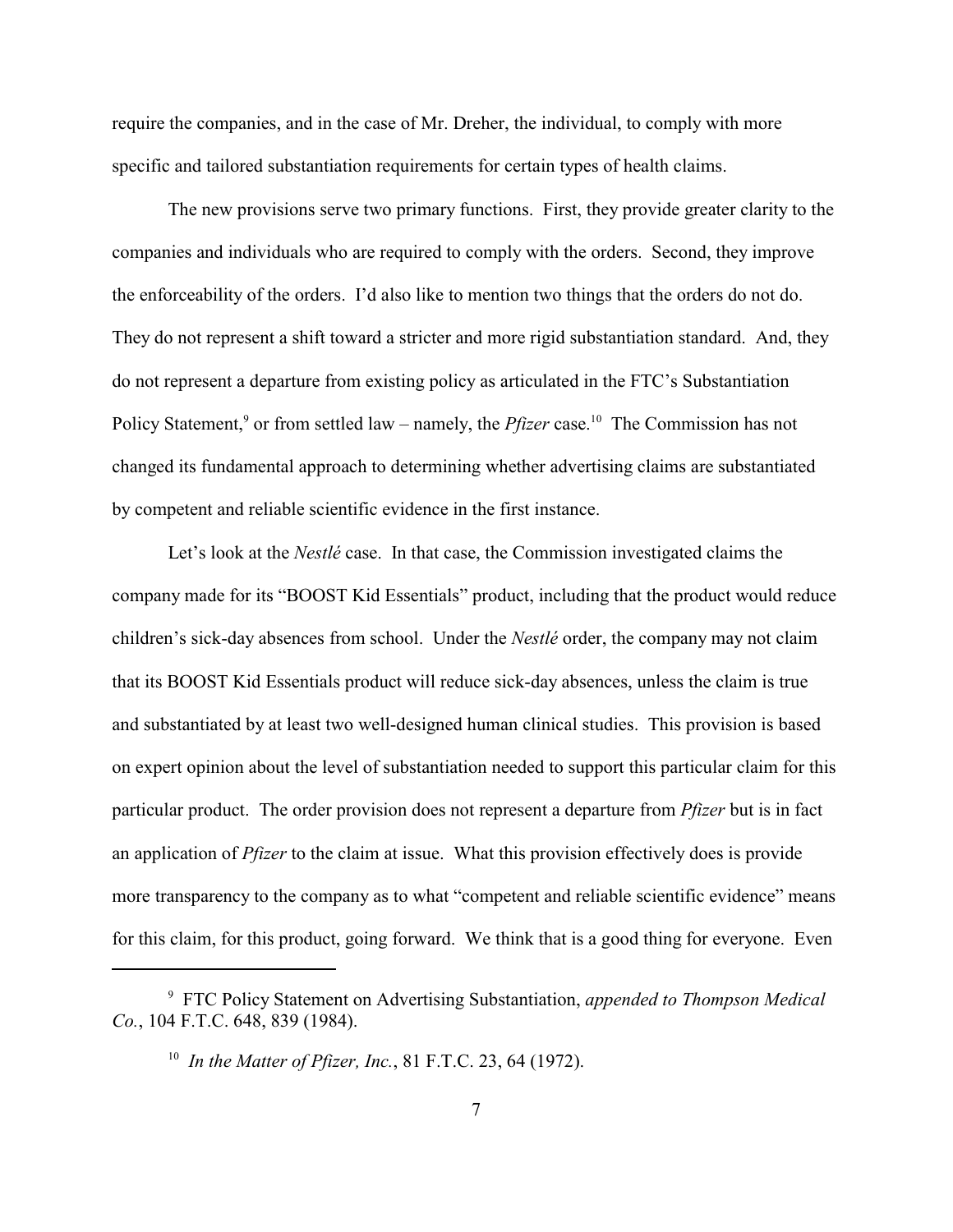require the companies, and in the case of Mr. Dreher, the individual, to comply with more specific and tailored substantiation requirements for certain types of health claims.

The new provisions serve two primary functions. First, they provide greater clarity to the companies and individuals who are required to comply with the orders. Second, they improve the enforceability of the orders. I'd also like to mention two things that the orders do not do. They do not represent a shift toward a stricter and more rigid substantiation standard. And, they do not represent a departure from existing policy as articulated in the FTC's Substantiation Policy Statement,[9] or from settled law – namely, the *Pfizer* case.[10] The Commission has not changed its fundamental approach to determining whether advertising claims are substantiated by competent and reliable scientific evidence in the first instance.

Let's look at the *Nestlé* case. In that case, the Commission investigated claims the company made for its "BOOST Kid Essentials" product, including that the product would reduce children's sick-day absences from school. Under the *Nestlé* order, the company may not claim that its BOOST Kid Essentials product will reduce sick-day absences, unless the claim is true and substantiated by at least two well-designed human clinical studies. This provision is based on expert opinion about the level of substantiation needed to support this particular claim for this particular product. The order provision does not represent a departure from *Pfizer* but is in fact an application of *Pfizer* to the claim at issue. What this provision effectively does is provide more transparency to the company as to what "competent and reliable scientific evidence" means for this claim, for this product, going forward. We think that is a good thing for everyone. Even

---

[9] FTC Policy Statement on Advertising Substantiation, *appended to Thompson Medical Co.*, 104 F.T.C. 648, 839 (1984).

[10] *In the Matter of Pfizer, Inc.*, 81 F.T.C. 23, 64 (1972).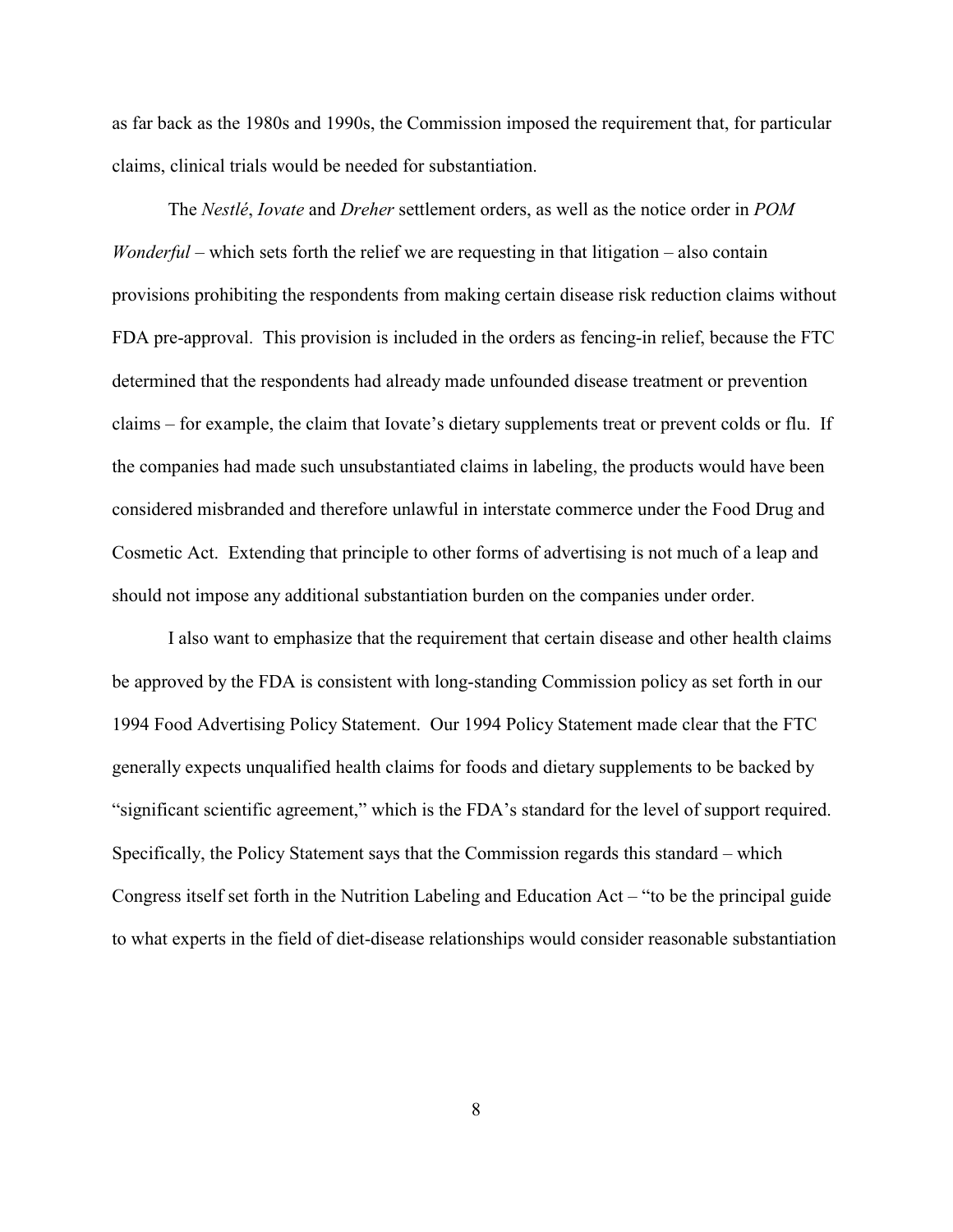as far back as the 1980s and 1990s, the Commission imposed the requirement that, for particular claims, clinical trials would be needed for substantiation.

The *Nestlé*, *Iovate* and *Dreher* settlement orders, as well as the notice order in *POM Wonderful* – which sets forth the relief we are requesting in that litigation – also contain provisions prohibiting the respondents from making certain disease risk reduction claims without FDA pre-approval. This provision is included in the orders as fencing-in relief, because the FTC determined that the respondents had already made unfounded disease treatment or prevention claims – for example, the claim that Iovate's dietary supplements treat or prevent colds or flu. If the companies had made such unsubstantiated claims in labeling, the products would have been considered misbranded and therefore unlawful in interstate commerce under the Food Drug and Cosmetic Act. Extending that principle to other forms of advertising is not much of a leap and should not impose any additional substantiation burden on the companies under order.

I also want to emphasize that the requirement that certain disease and other health claims be approved by the FDA is consistent with long-standing Commission policy as set forth in our 1994 Food Advertising Policy Statement. Our 1994 Policy Statement made clear that the FTC generally expects unqualified health claims for foods and dietary supplements to be backed by "significant scientific agreement," which is the FDA's standard for the level of support required. Specifically, the Policy Statement says that the Commission regards this standard – which Congress itself set forth in the Nutrition Labeling and Education Act – "to be the principal guide to what experts in the field of diet-disease relationships would consider reasonable substantiation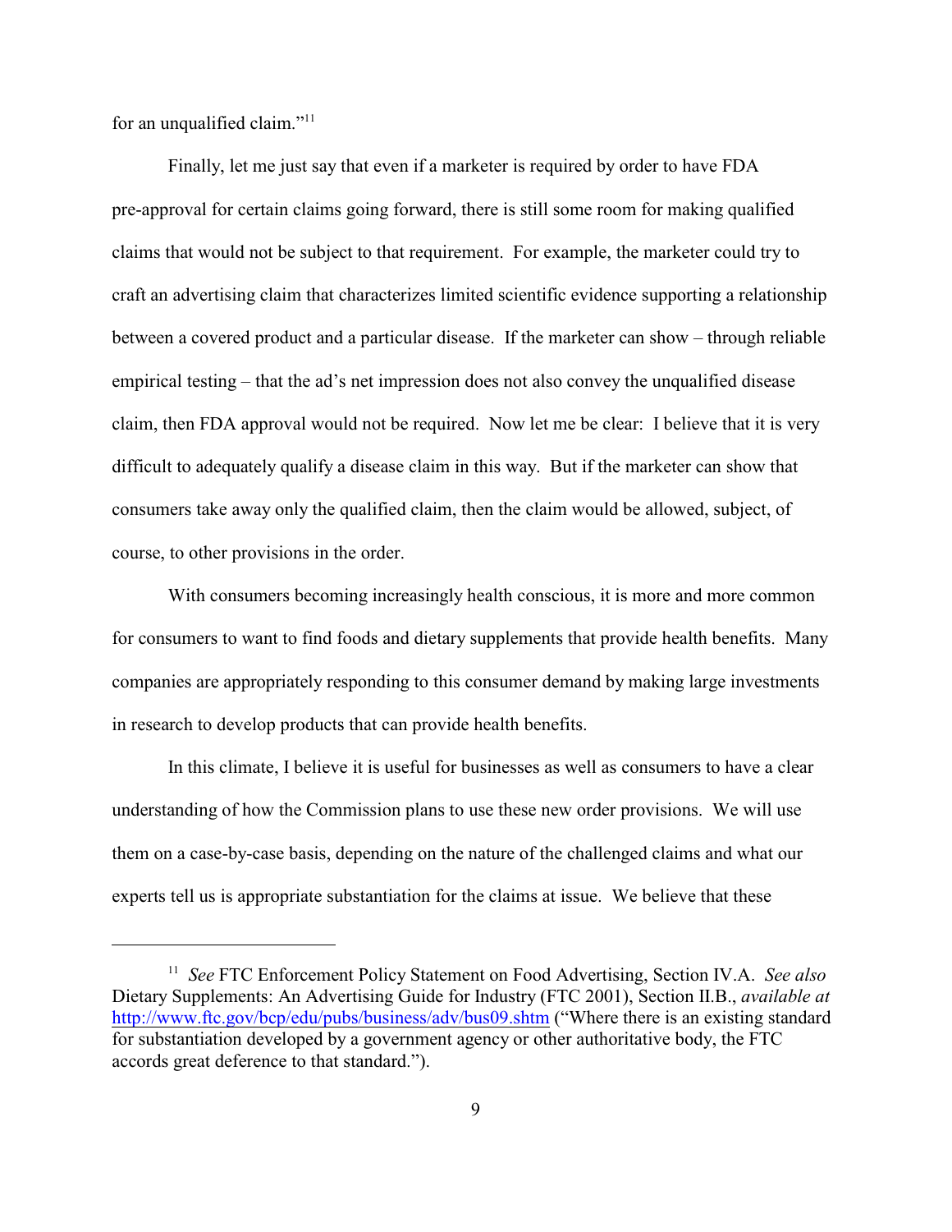for an unqualified claim."[11]

Finally, let me just say that even if a marketer is required by order to have FDA pre-approval for certain claims going forward, there is still some room for making qualified claims that would not be subject to that requirement. For example, the marketer could try to craft an advertising claim that characterizes limited scientific evidence supporting a relationship between a covered product and a particular disease. If the marketer can show – through reliable empirical testing – that the ad's net impression does not also convey the unqualified disease claim, then FDA approval would not be required. Now let me be clear: I believe that it is very difficult to adequately qualify a disease claim in this way. But if the marketer can show that consumers take away only the qualified claim, then the claim would be allowed, subject, of course, to other provisions in the order.

With consumers becoming increasingly health conscious, it is more and more common for consumers to want to find foods and dietary supplements that provide health benefits. Many companies are appropriately responding to this consumer demand by making large investments in research to develop products that can provide health benefits.

In this climate, I believe it is useful for businesses as well as consumers to have a clear understanding of how the Commission plans to use these new order provisions. We will use them on a case-by-case basis, depending on the nature of the challenged claims and what our experts tell us is appropriate substantiation for the claims at issue. We believe that these

---

[11] *See* FTC Enforcement Policy Statement on Food Advertising, Section IV.A. *See also* Dietary Supplements: An Advertising Guide for Industry (FTC 2001), Section II.B., *available at* http://www.ftc.gov/bcp/edu/pubs/business/adv/bus09.shtm ("Where there is an existing standard for substantiation developed by a government agency or other authoritative body, the FTC accords great deference to that standard.").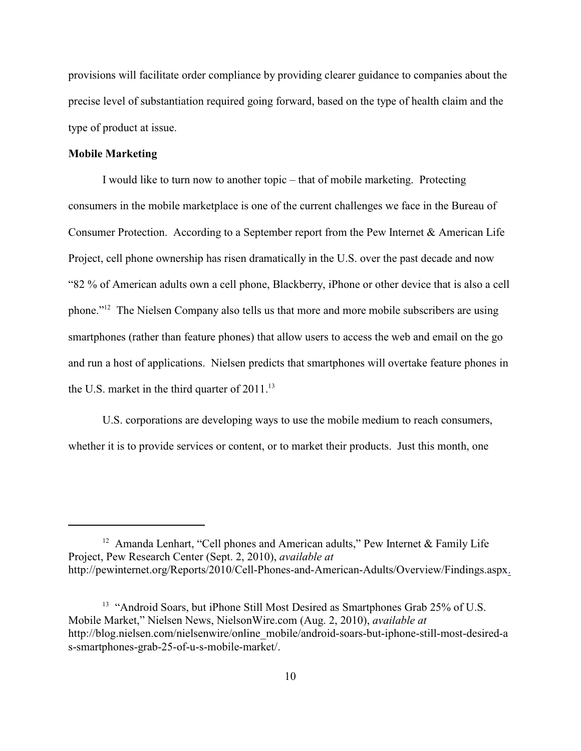provisions will facilitate order compliance by providing clearer guidance to companies about the precise level of substantiation required going forward, based on the type of health claim and the type of product at issue.

**Mobile Marketing**

I would like to turn now to another topic – that of mobile marketing. Protecting consumers in the mobile marketplace is one of the current challenges we face in the Bureau of Consumer Protection. According to a September report from the Pew Internet & American Life Project, cell phone ownership has risen dramatically in the U.S. over the past decade and now "82 % of American adults own a cell phone, Blackberry, iPhone or other device that is also a cell phone."[12] The Nielsen Company also tells us that more and more mobile subscribers are using smartphones (rather than feature phones) that allow users to access the web and email on the go and run a host of applications. Nielsen predicts that smartphones will overtake feature phones in the U.S. market in the third quarter of 2011.[13]

U.S. corporations are developing ways to use the mobile medium to reach consumers, whether it is to provide services or content, or to market their products. Just this month, one

---

[12] Amanda Lenhart, "Cell phones and American adults," Pew Internet & Family Life Project, Pew Research Center (Sept. 2, 2010), *available at* http://pewinternet.org/Reports/2010/Cell-Phones-and-American-Adults/Overview/Findings.aspx.

[13] "Android Soars, but iPhone Still Most Desired as Smartphones Grab 25% of U.S. Mobile Market," Nielsen News, NielsonWire.com (Aug. 2, 2010), *available at* http://blog.nielsen.com/nielsenwire/online_mobile/android-soars-but-iphone-still-most-desired-as-smartphones-grab-25-of-u-s-mobile-market/.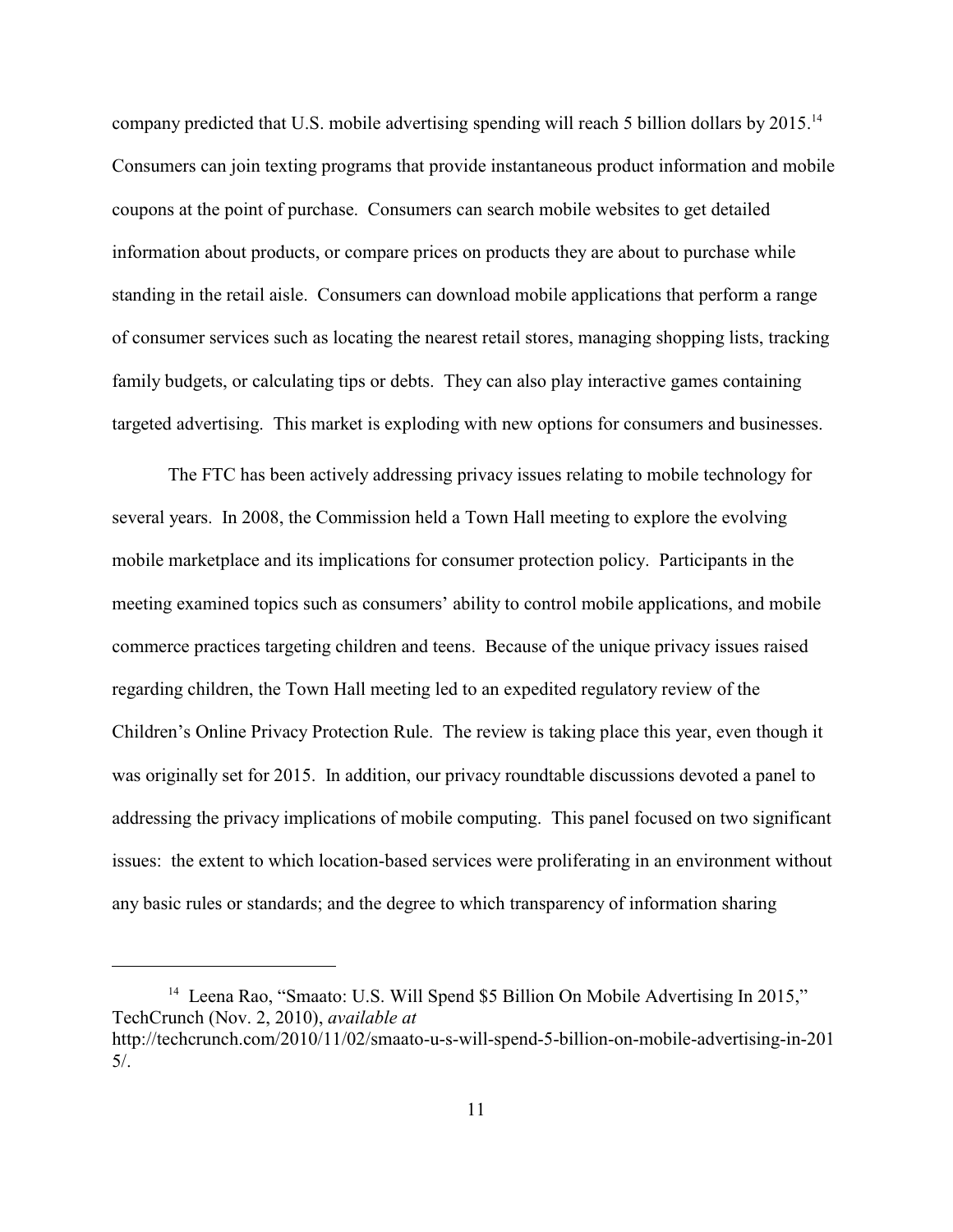company predicted that U.S. mobile advertising spending will reach 5 billion dollars by 2015.[14] Consumers can join texting programs that provide instantaneous product information and mobile coupons at the point of purchase. Consumers can search mobile websites to get detailed information about products, or compare prices on products they are about to purchase while standing in the retail aisle. Consumers can download mobile applications that perform a range of consumer services such as locating the nearest retail stores, managing shopping lists, tracking family budgets, or calculating tips or debts. They can also play interactive games containing targeted advertising. This market is exploding with new options for consumers and businesses.

The FTC has been actively addressing privacy issues relating to mobile technology for several years. In 2008, the Commission held a Town Hall meeting to explore the evolving mobile marketplace and its implications for consumer protection policy. Participants in the meeting examined topics such as consumers' ability to control mobile applications, and mobile commerce practices targeting children and teens. Because of the unique privacy issues raised regarding children, the Town Hall meeting led to an expedited regulatory review of the Children's Online Privacy Protection Rule. The review is taking place this year, even though it was originally set for 2015. In addition, our privacy roundtable discussions devoted a panel to addressing the privacy implications of mobile computing. This panel focused on two significant issues: the extent to which location-based services were proliferating in an environment without any basic rules or standards; and the degree to which transparency of information sharing

---

[14] Leena Rao, "Smaato: U.S. Will Spend $5 Billion On Mobile Advertising In 2015," TechCrunch (Nov. 2, 2010), *available at* http://techcrunch.com/2010/11/02/smaato-u-s-will-spend-5-billion-on-mobile-advertising-in-2015/.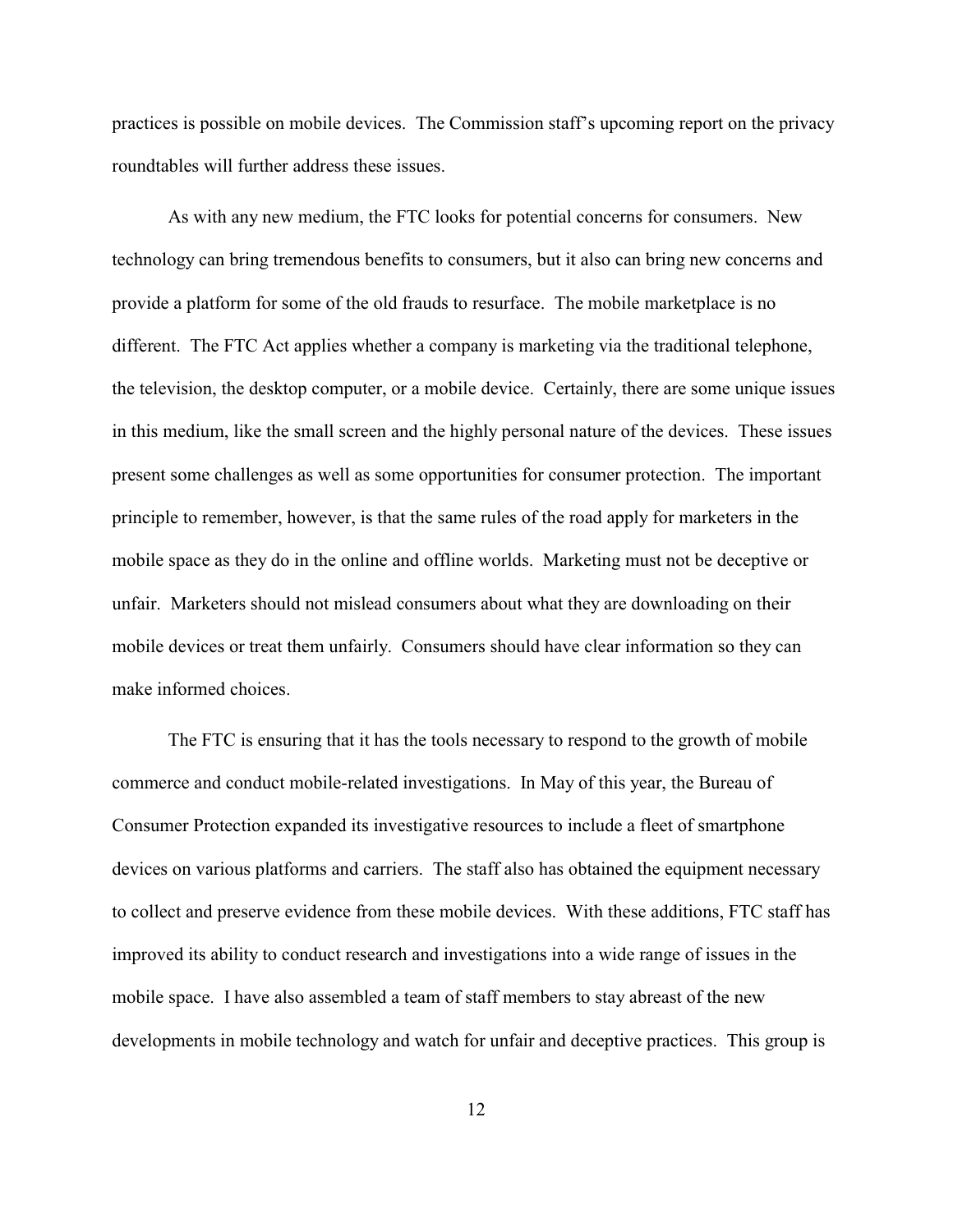practices is possible on mobile devices. The Commission staff's upcoming report on the privacy roundtables will further address these issues.

As with any new medium, the FTC looks for potential concerns for consumers. New technology can bring tremendous benefits to consumers, but it also can bring new concerns and provide a platform for some of the old frauds to resurface. The mobile marketplace is no different. The FTC Act applies whether a company is marketing via the traditional telephone, the television, the desktop computer, or a mobile device. Certainly, there are some unique issues in this medium, like the small screen and the highly personal nature of the devices. These issues present some challenges as well as some opportunities for consumer protection. The important principle to remember, however, is that the same rules of the road apply for marketers in the mobile space as they do in the online and offline worlds. Marketing must not be deceptive or unfair. Marketers should not mislead consumers about what they are downloading on their mobile devices or treat them unfairly. Consumers should have clear information so they can make informed choices.

The FTC is ensuring that it has the tools necessary to respond to the growth of mobile commerce and conduct mobile-related investigations. In May of this year, the Bureau of Consumer Protection expanded its investigative resources to include a fleet of smartphone devices on various platforms and carriers. The staff also has obtained the equipment necessary to collect and preserve evidence from these mobile devices. With these additions, FTC staff has improved its ability to conduct research and investigations into a wide range of issues in the mobile space. I have also assembled a team of staff members to stay abreast of the new developments in mobile technology and watch for unfair and deceptive practices. This group is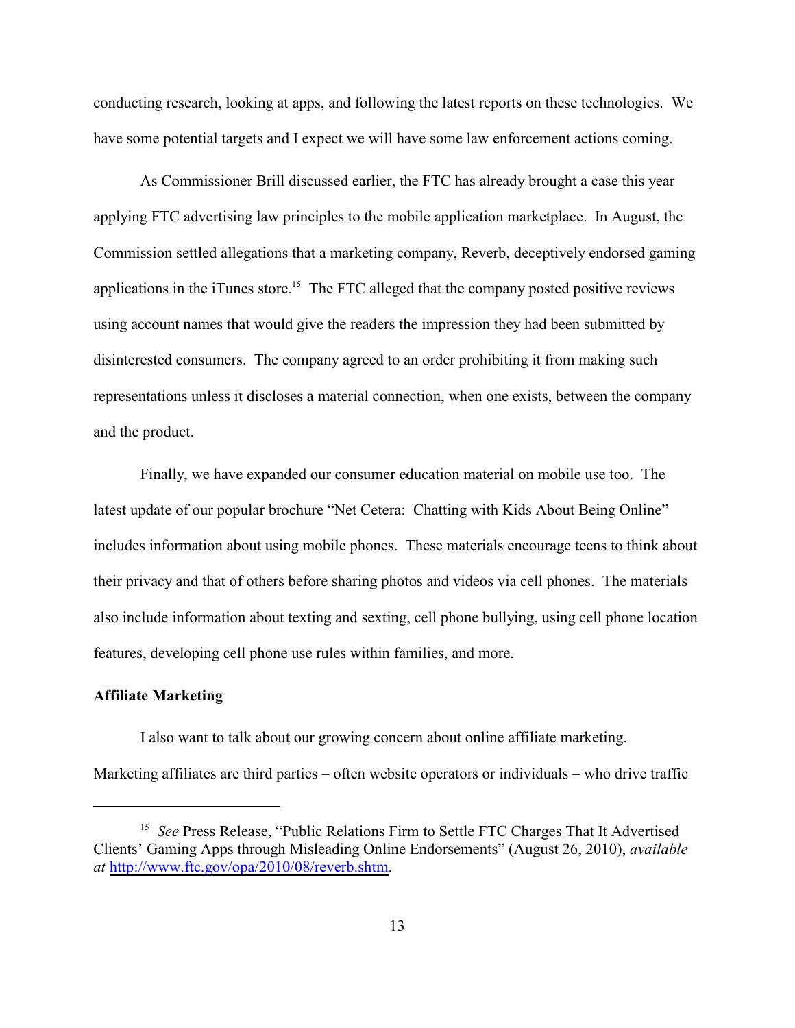conducting research, looking at apps, and following the latest reports on these technologies. We have some potential targets and I expect we will have some law enforcement actions coming.

As Commissioner Brill discussed earlier, the FTC has already brought a case this year applying FTC advertising law principles to the mobile application marketplace. In August, the Commission settled allegations that a marketing company, Reverb, deceptively endorsed gaming applications in the iTunes store.[15] The FTC alleged that the company posted positive reviews using account names that would give the readers the impression they had been submitted by disinterested consumers. The company agreed to an order prohibiting it from making such representations unless it discloses a material connection, when one exists, between the company and the product.

Finally, we have expanded our consumer education material on mobile use too. The latest update of our popular brochure "Net Cetera: Chatting with Kids About Being Online" includes information about using mobile phones. These materials encourage teens to think about their privacy and that of others before sharing photos and videos via cell phones. The materials also include information about texting and sexting, cell phone bullying, using cell phone location features, developing cell phone use rules within families, and more.

**Affiliate Marketing**

I also want to talk about our growing concern about online affiliate marketing. Marketing affiliates are third parties – often website operators or individuals – who drive traffic

---

[15] *See* Press Release, "Public Relations Firm to Settle FTC Charges That It Advertised Clients' Gaming Apps through Misleading Online Endorsements" (August 26, 2010), *available at* http://www.ftc.gov/opa/2010/08/reverb.shtm.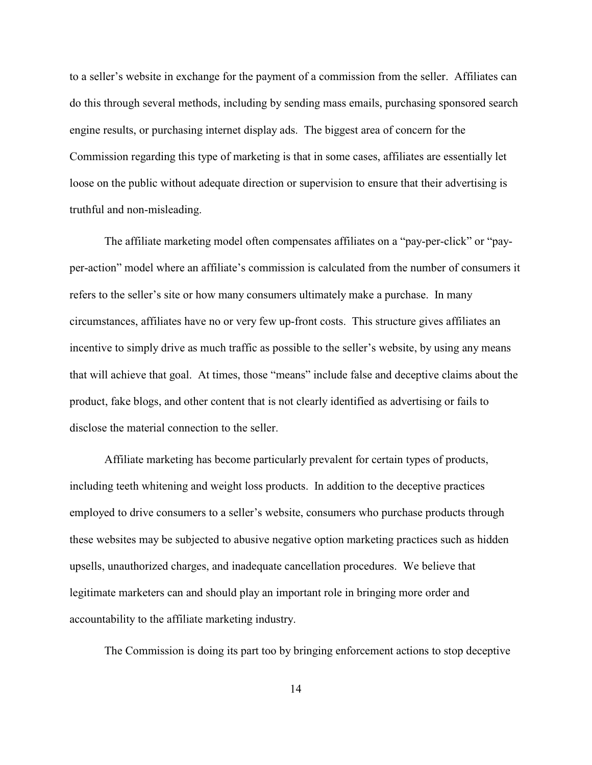to a seller's website in exchange for the payment of a commission from the seller. Affiliates can do this through several methods, including by sending mass emails, purchasing sponsored search engine results, or purchasing internet display ads. The biggest area of concern for the Commission regarding this type of marketing is that in some cases, affiliates are essentially let loose on the public without adequate direction or supervision to ensure that their advertising is truthful and non-misleading.

The affiliate marketing model often compensates affiliates on a "pay-per-click" or "pay-per-action" model where an affiliate's commission is calculated from the number of consumers it refers to the seller's site or how many consumers ultimately make a purchase. In many circumstances, affiliates have no or very few up-front costs. This structure gives affiliates an incentive to simply drive as much traffic as possible to the seller's website, by using any means that will achieve that goal. At times, those "means" include false and deceptive claims about the product, fake blogs, and other content that is not clearly identified as advertising or fails to disclose the material connection to the seller.

Affiliate marketing has become particularly prevalent for certain types of products, including teeth whitening and weight loss products. In addition to the deceptive practices employed to drive consumers to a seller's website, consumers who purchase products through these websites may be subjected to abusive negative option marketing practices such as hidden upsells, unauthorized charges, and inadequate cancellation procedures. We believe that legitimate marketers can and should play an important role in bringing more order and accountability to the affiliate marketing industry.

The Commission is doing its part too by bringing enforcement actions to stop deceptive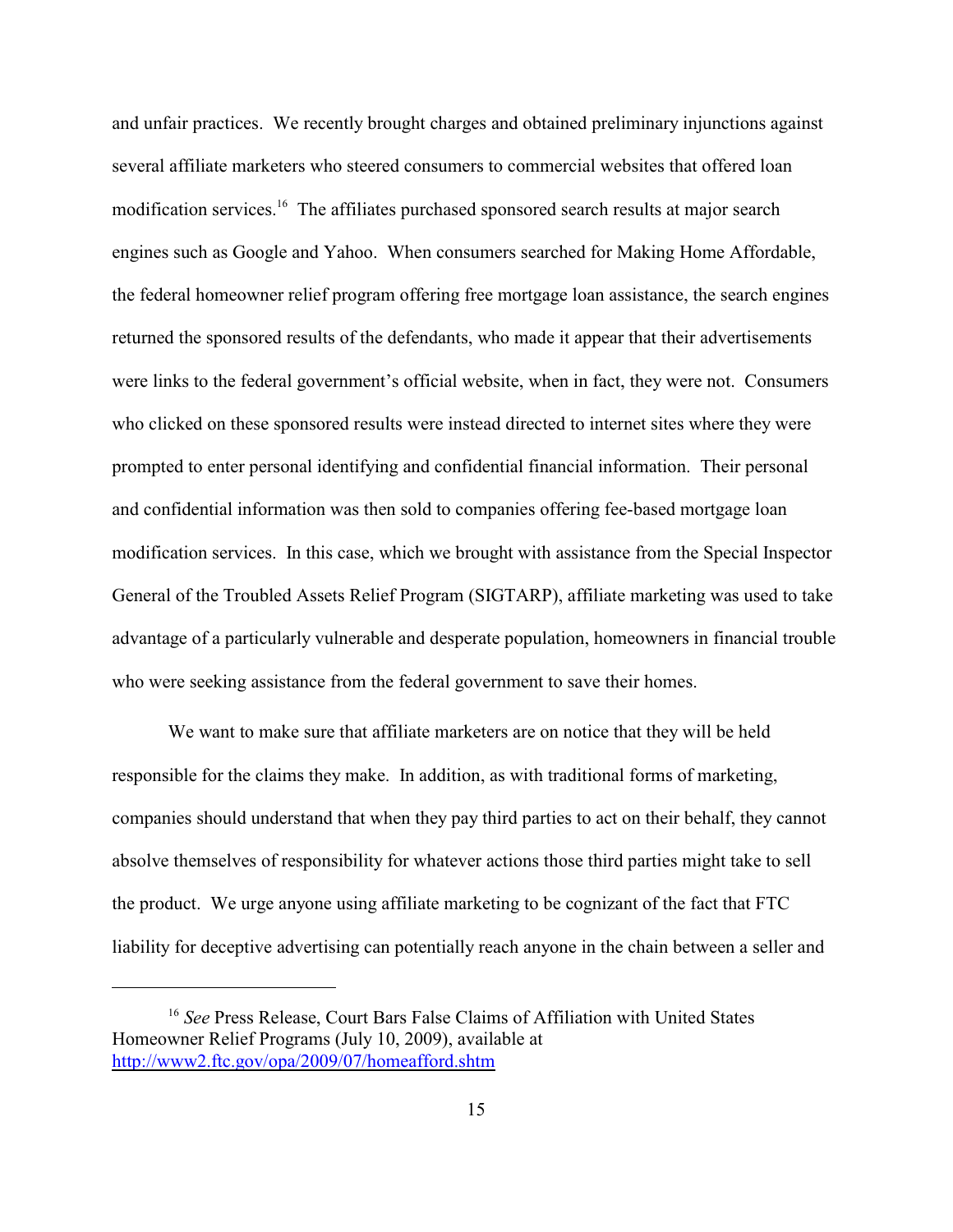and unfair practices. We recently brought charges and obtained preliminary injunctions against several affiliate marketers who steered consumers to commercial websites that offered loan modification services.[16] The affiliates purchased sponsored search results at major search engines such as Google and Yahoo. When consumers searched for Making Home Affordable, the federal homeowner relief program offering free mortgage loan assistance, the search engines returned the sponsored results of the defendants, who made it appear that their advertisements were links to the federal government's official website, when in fact, they were not. Consumers who clicked on these sponsored results were instead directed to internet sites where they were prompted to enter personal identifying and confidential financial information. Their personal and confidential information was then sold to companies offering fee-based mortgage loan modification services. In this case, which we brought with assistance from the Special Inspector General of the Troubled Assets Relief Program (SIGTARP), affiliate marketing was used to take advantage of a particularly vulnerable and desperate population, homeowners in financial trouble who were seeking assistance from the federal government to save their homes.

We want to make sure that affiliate marketers are on notice that they will be held responsible for the claims they make. In addition, as with traditional forms of marketing, companies should understand that when they pay third parties to act on their behalf, they cannot absolve themselves of responsibility for whatever actions those third parties might take to sell the product. We urge anyone using affiliate marketing to be cognizant of the fact that FTC liability for deceptive advertising can potentially reach anyone in the chain between a seller and

[16] *See* Press Release, Court Bars False Claims of Affiliation with United States Homeowner Relief Programs (July 10, 2009), available at http://www2.ftc.gov/opa/2009/07/homeafford.shtm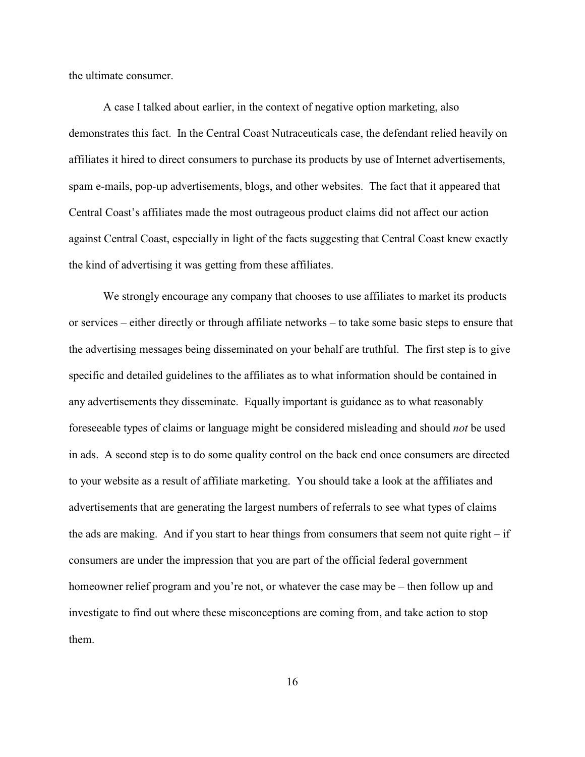the ultimate consumer.

A case I talked about earlier, in the context of negative option marketing, also demonstrates this fact. In the Central Coast Nutraceuticals case, the defendant relied heavily on affiliates it hired to direct consumers to purchase its products by use of Internet advertisements, spam e-mails, pop-up advertisements, blogs, and other websites. The fact that it appeared that Central Coast's affiliates made the most outrageous product claims did not affect our action against Central Coast, especially in light of the facts suggesting that Central Coast knew exactly the kind of advertising it was getting from these affiliates.

We strongly encourage any company that chooses to use affiliates to market its products or services – either directly or through affiliate networks – to take some basic steps to ensure that the advertising messages being disseminated on your behalf are truthful. The first step is to give specific and detailed guidelines to the affiliates as to what information should be contained in any advertisements they disseminate. Equally important is guidance as to what reasonably foreseeable types of claims or language might be considered misleading and should *not* be used in ads. A second step is to do some quality control on the back end once consumers are directed to your website as a result of affiliate marketing. You should take a look at the affiliates and advertisements that are generating the largest numbers of referrals to see what types of claims the ads are making. And if you start to hear things from consumers that seem not quite right – if consumers are under the impression that you are part of the official federal government homeowner relief program and you're not, or whatever the case may be – then follow up and investigate to find out where these misconceptions are coming from, and take action to stop them.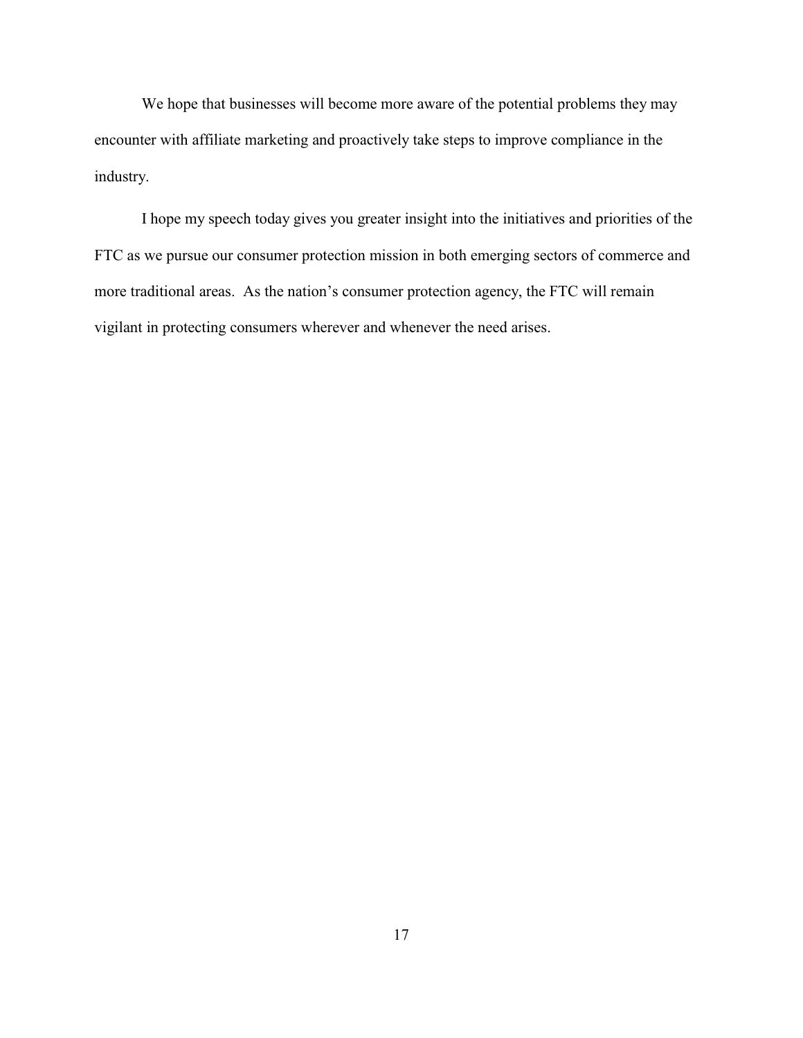We hope that businesses will become more aware of the potential problems they may encounter with affiliate marketing and proactively take steps to improve compliance in the industry.

I hope my speech today gives you greater insight into the initiatives and priorities of the FTC as we pursue our consumer protection mission in both emerging sectors of commerce and more traditional areas. As the nation's consumer protection agency, the FTC will remain vigilant in protecting consumers wherever and whenever the need arises.